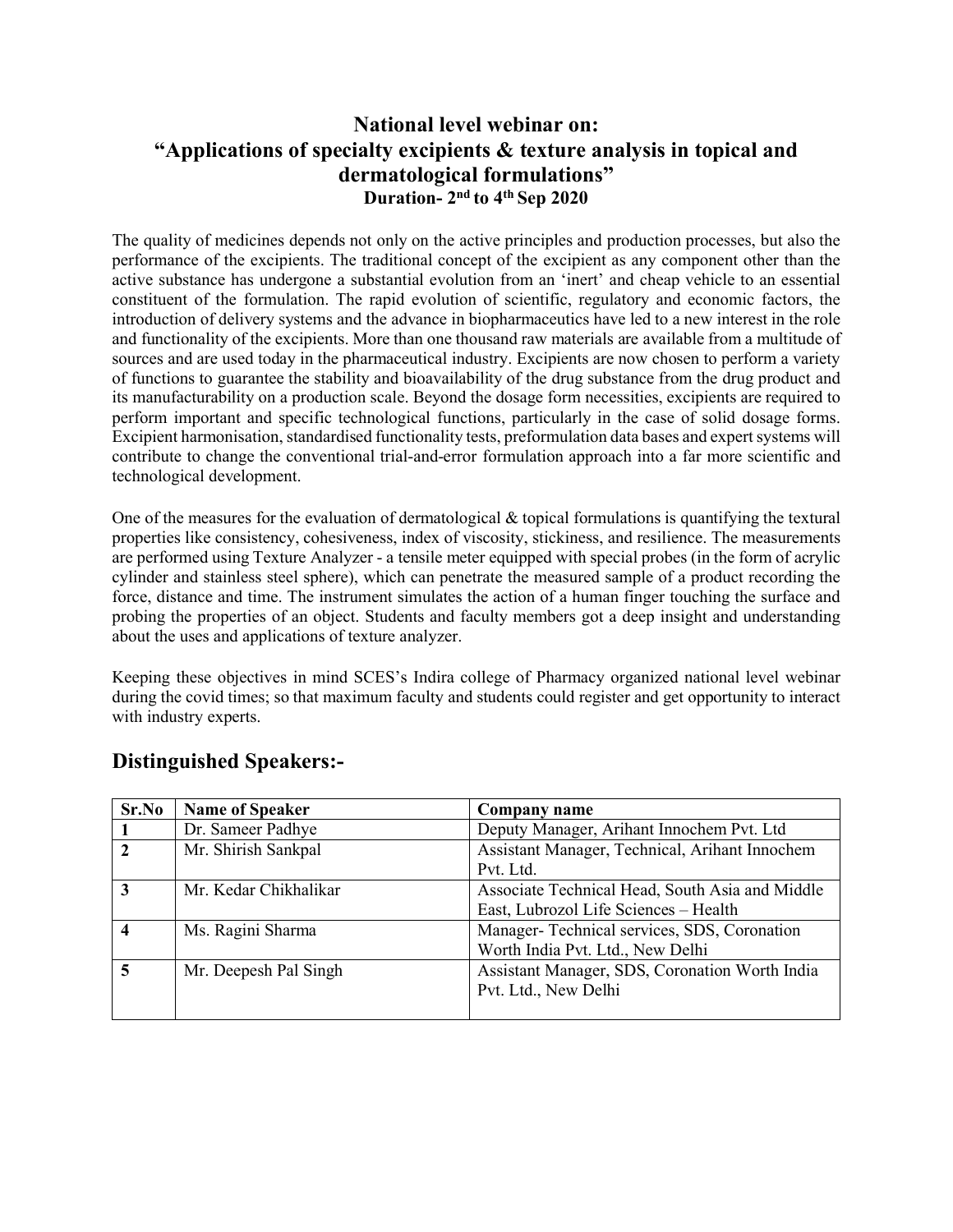# National level webinar on: "Applications of specialty excipients & texture analysis in topical and dermatological formulations"

**Duration- 2nd to 4th Sep 2020**

The quality of medicines depends not only on the active principles and production processes, but also the performance of the excipients. The traditional concept of the excipient as any component other than the active substance has undergone a substantial evolution from an 'inert' and cheap vehicle to an essential constituent of the formulation. The rapid evolution of scientific, regulatory and economic factors, the introduction of delivery systems and the advance in biopharmaceutics have led to a new interest in the role and functionality of the excipients. More than one thousand raw materials are available from a multitude of sources and are used today in the pharmaceutical industry. Excipients are now chosen to perform a variety of functions to guarantee the stability and bioavailability of the drug substance from the drug product and its manufacturability on a production scale. Beyond the dosage form necessities, excipients are required to perform important and specific technological functions, particularly in the case of solid dosage forms. Excipient harmonisation, standardised functionality tests, preformulation data bases and expert systems will contribute to change the conventional trial-and-error formulation approach into a far more scientific and technological development.

One of the measures for the evaluation of dermatological & topical formulations is quantifying the textural properties like consistency, cohesiveness, index of viscosity, stickiness, and resilience. The measurements are performed using Texture Analyzer - a tensile meter equipped with special probes (in the form of acrylic cylinder and stainless steel sphere), which can penetrate the measured sample of a product recording the force, distance and time. The instrument simulates the action of a human finger touching the surface and probing the properties of an object. Students and faculty members got a deep insight and understanding about the uses and applications of texture analyzer.

Keeping these objectives in mind SCES's Indira college of Pharmacy organized national level webinar during the covid times; so that maximum faculty and students could register and get opportunity to interact with industry experts.

## Distinguished Speakers:-

| Sr.No | Name of Speaker | Company name |
|---|---|---|
| 1 | Dr. Sameer Padhye | Deputy Manager, Arihant Innochem Pvt. Ltd |
| 2 | Mr. Shirish Sankpal | Assistant Manager, Technical, Arihant Innochem Pvt. Ltd. |
| 3 | Mr. Kedar Chikhalikar | Associate Technical Head, South Asia and Middle East, Lubrozol Life Sciences – Health |
| 4 | Ms. Ragini Sharma | Manager- Technical services, SDS, Coronation Worth India Pvt. Ltd., New Delhi |
| 5 | Mr. Deepesh Pal Singh | Assistant Manager, SDS, Coronation Worth India Pvt. Ltd., New Delhi |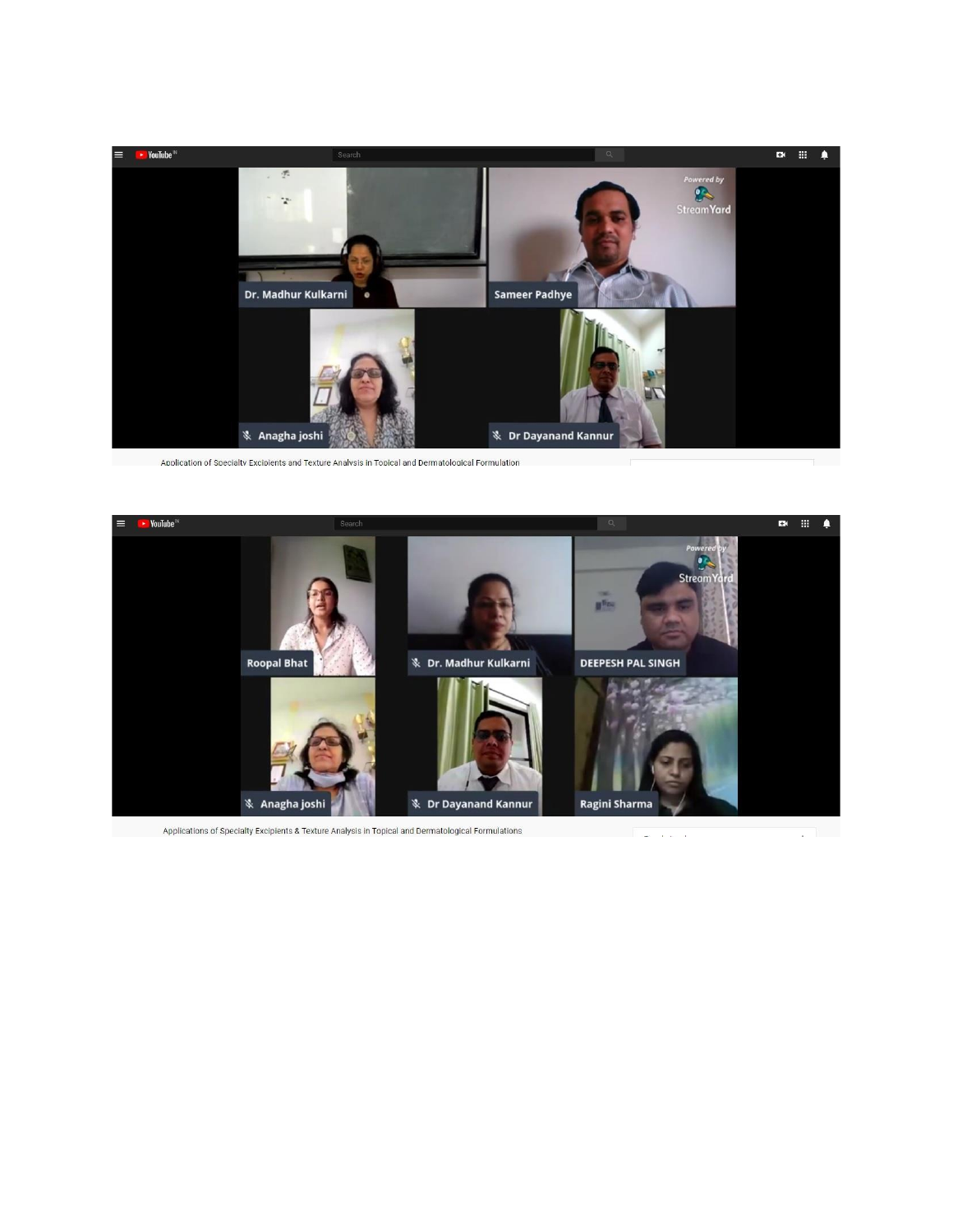Application of Specialty Excipients and Texture Analysis in Topical and Dermatological Formulation

Applications of Specialty Excipients & Texture Analysis in Topical and Dermatological Formulations